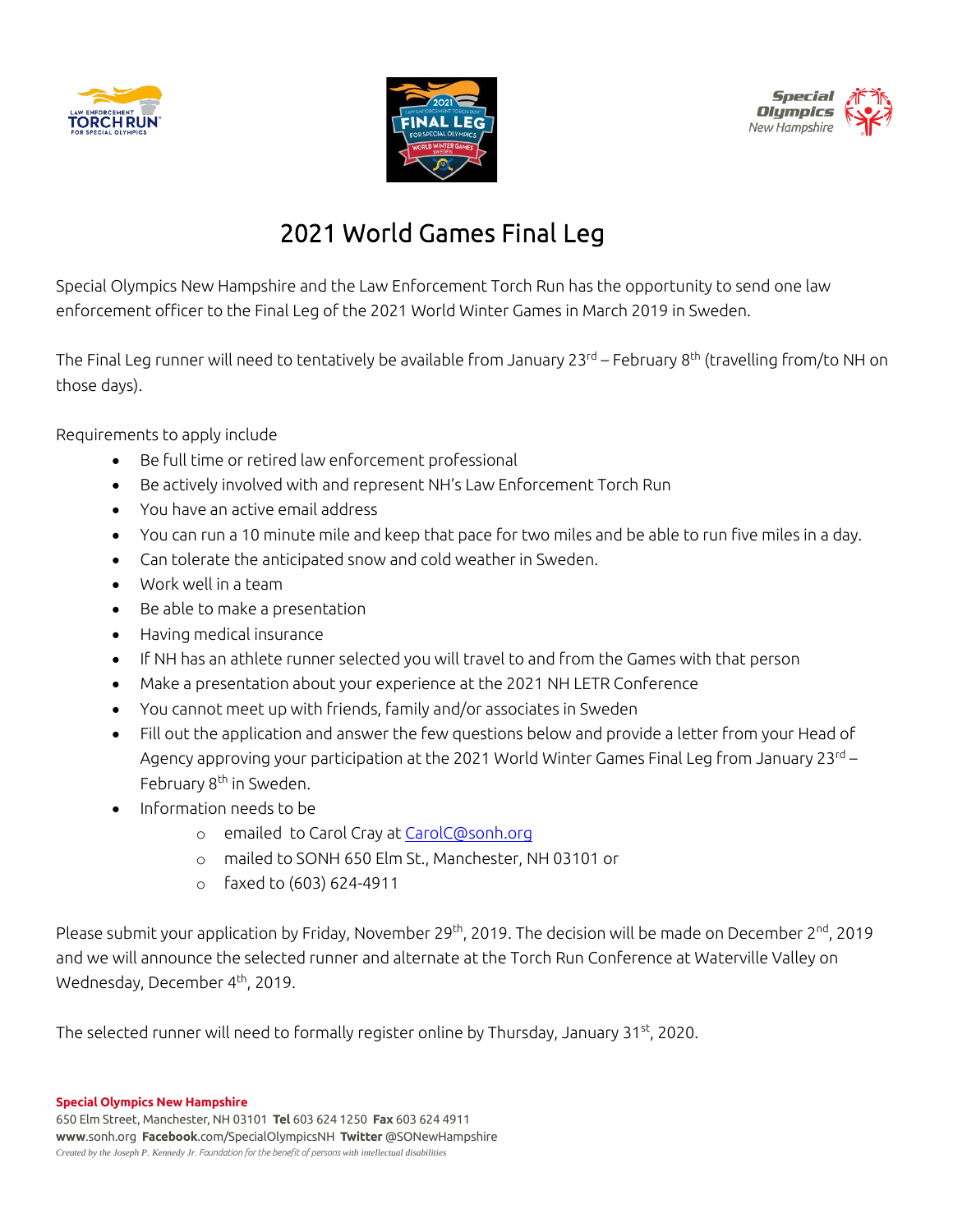# 2021 World Games Final Leg

Special Olympics New Hampshire and the Law Enforcement Torch Run has the opportunity to send one law enforcement officer to the Final Leg of the 2021 World Winter Games in March 2019 in Sweden.

The Final Leg runner will need to tentatively be available from January 23rd – February 8th (travelling from/to NH on those days).

Requirements to apply include

- Be full time or retired law enforcement professional
- Be actively involved with and represent NH's Law Enforcement Torch Run
- You have an active email address
- You can run a 10 minute mile and keep that pace for two miles and be able to run five miles in a day.
- Can tolerate the anticipated snow and cold weather in Sweden.
- Work well in a team
- Be able to make a presentation
- Having medical insurance
- If NH has an athlete runner selected you will travel to and from the Games with that person
- Make a presentation about your experience at the 2021 NH LETR Conference
- You cannot meet up with friends, family and/or associates in Sweden
- Fill out the application and answer the few questions below and provide a letter from your Head of Agency approving your participation at the 2021 World Winter Games Final Leg from January 23rd – February 8th in Sweden.
- Information needs to be
  - emailed to Carol Cray at CarolC@sonh.org
  - mailed to SONH 650 Elm St., Manchester, NH 03101 or
  - faxed to (603) 624-4911

Please submit your application by Friday, November 29th, 2019. The decision will be made on December 2nd, 2019 and we will announce the selected runner and alternate at the Torch Run Conference at Waterville Valley on Wednesday, December 4th, 2019.

The selected runner will need to formally register online by Thursday, January 31st, 2020.

**Special Olympics New Hampshire**
650 Elm Street, Manchester, NH 03101 **Tel** 603 624 1250 **Fax** 603 624 4911
**www**.sonh.org **Facebook**.com/SpecialOlympicsNH **Twitter** @SONewHampshire
*Created by the Joseph P. Kennedy Jr. Foundation for the benefit of persons with intellectual disabilities*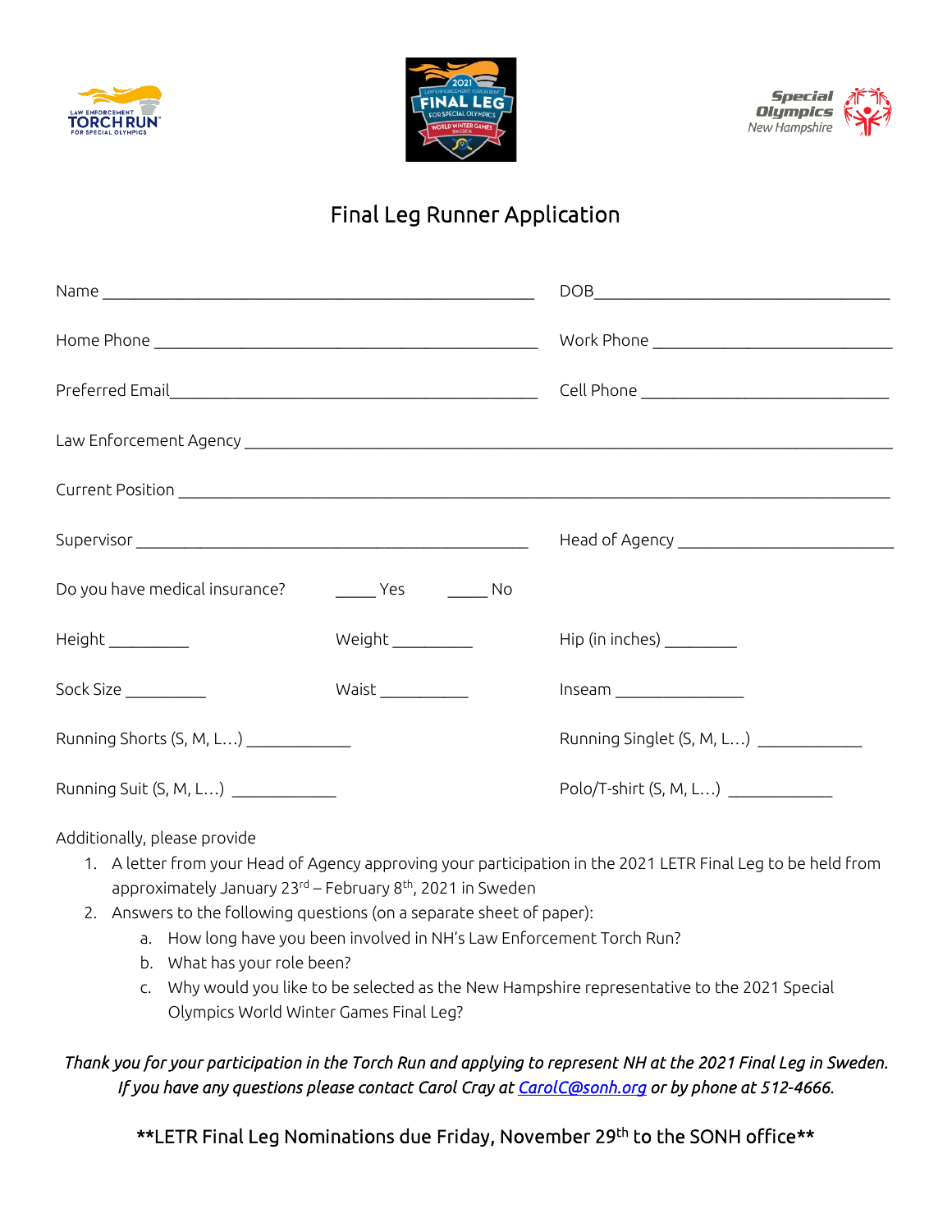# Final Leg Runner Application

Name ____________________________________________ DOB ______________________________

Home Phone ______________________________________ Work Phone __________________________

Preferred Email____________________________________ Cell Phone ___________________________

Law Enforcement Agency ________________________________________________________________

Current Position ______________________________________________________________________

Supervisor _______________________________________ Head of Agency ______________________

Do you have medical insurance? _____ Yes _____ No

Height _________ Weight _________ Hip (in inches) ________

Sock Size _________ Waist __________ Inseam ______________

Running Shorts (S, M, L…) ____________ Running Singlet (S, M, L…) ____________

Running Suit (S, M, L…) ____________ Polo/T-shirt (S, M, L…) ____________

Additionally, please provide

1. A letter from your Head of Agency approving your participation in the 2021 LETR Final Leg to be held from approximately January 23rd – February 8th, 2021 in Sweden
2. Answers to the following questions (on a separate sheet of paper):
   a. How long have you been involved in NH's Law Enforcement Torch Run?
   b. What has your role been?
   c. Why would you like to be selected as the New Hampshire representative to the 2021 Special Olympics World Winter Games Final Leg?

*Thank you for your participation in the Torch Run and applying to represent NH at the 2021 Final Leg in Sweden. If you have any questions please contact Carol Cray at CarolC@sonh.org or by phone at 512-4666.*

**LETR Final Leg Nominations due Friday, November 29th to the SONH office**